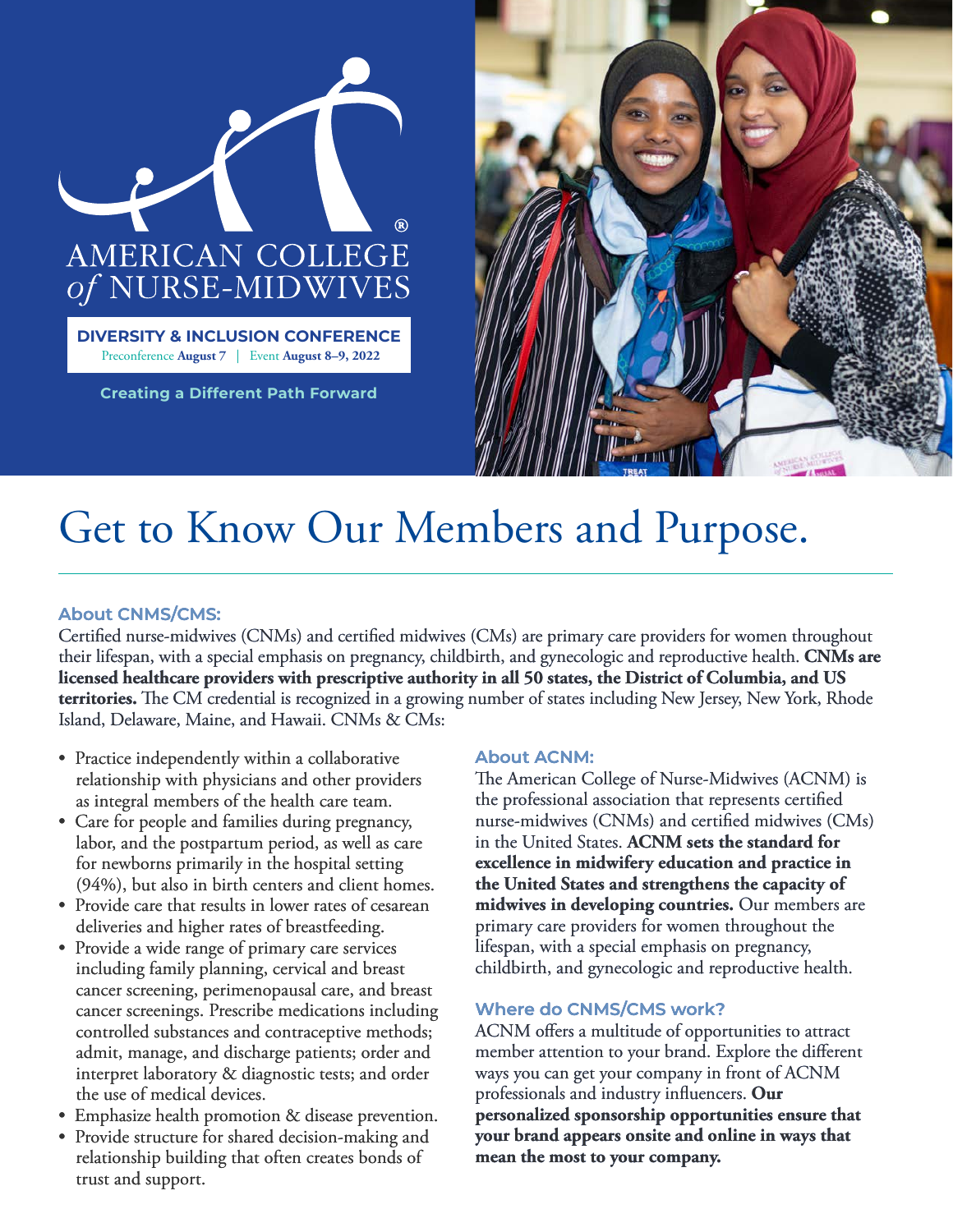AMERICAN COLLEGE *of* NURSE-MIDWIVES

**DIVERSITY & INCLUSION CONFERENCE**

Preconference **August 7** | Event **August 8–9, 2022**

**Creating a Different Path Forward**

# Get to Know Our Members and Purpose.

### About CNMS/CMS:

Certified nurse-midwives (CNMs) and certified midwives (CMs) are primary care providers for women throughout their lifespan, with a special emphasis on pregnancy, childbirth, and gynecologic and reproductive health. **CNMs are licensed healthcare providers with prescriptive authority in all 50 states, the District of Columbia, and US territories.** The CM credential is recognized in a growing number of states including New Jersey, New York, Rhode Island, Delaware, Maine, and Hawaii. CNMs & CMs:

- Practice independently within a collaborative relationship with physicians and other providers as integral members of the health care team.
- Care for people and families during pregnancy, labor, and the postpartum period, as well as care for newborns primarily in the hospital setting (94%), but also in birth centers and client homes.
- Provide care that results in lower rates of cesarean deliveries and higher rates of breastfeeding.
- Provide a wide range of primary care services including family planning, cervical and breast cancer screening, perimenopausal care, and breast cancer screenings. Prescribe medications including controlled substances and contraceptive methods; admit, manage, and discharge patients; order and interpret laboratory & diagnostic tests; and order the use of medical devices.
- Emphasize health promotion & disease prevention.
- Provide structure for shared decision-making and relationship building that often creates bonds of trust and support.

### About ACNM:

The American College of Nurse-Midwives (ACNM) is the professional association that represents certified nurse-midwives (CNMs) and certified midwives (CMs) in the United States. **ACNM sets the standard for excellence in midwifery education and practice in the United States and strengthens the capacity of midwives in developing countries.** Our members are primary care providers for women throughout the lifespan, with a special emphasis on pregnancy, childbirth, and gynecologic and reproductive health.

### Where do CNMS/CMS work?

ACNM offers a multitude of opportunities to attract member attention to your brand. Explore the different ways you can get your company in front of ACNM professionals and industry influencers. **Our personalized sponsorship opportunities ensure that your brand appears onsite and online in ways that mean the most to your company.**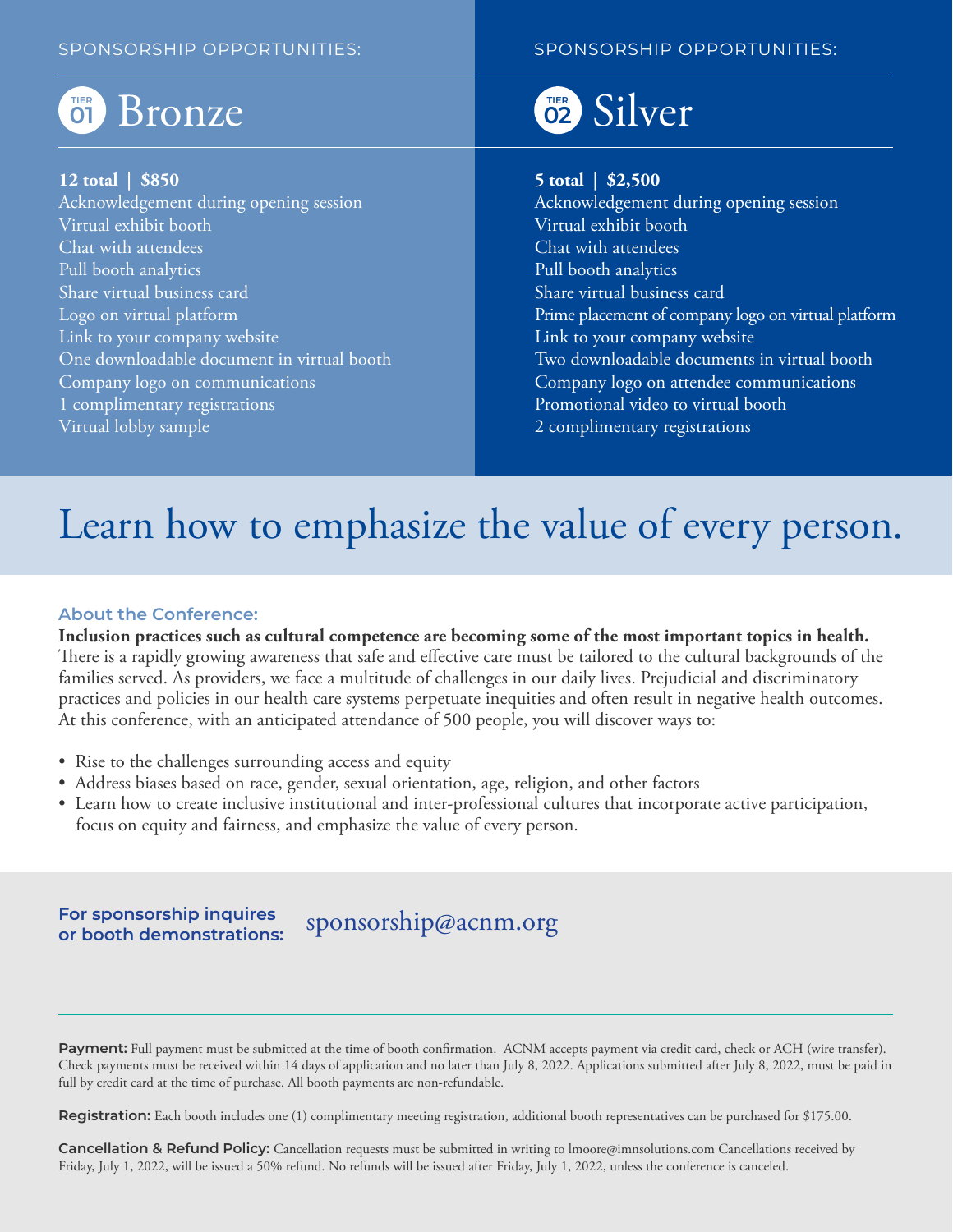SPONSORSHIP OPPORTUNITIES:

## TIER 01 Bronze

**12 total | $850**

Acknowledgement during opening session
Virtual exhibit booth
Chat with attendees
Pull booth analytics
Share virtual business card
Logo on virtual platform
Link to your company website
One downloadable document in virtual booth
Company logo on communications
1 complimentary registrations
Virtual lobby sample

SPONSORSHIP OPPORTUNITIES:

## TIER 02 Silver

**5 total | $2,500**

Acknowledgement during opening session
Virtual exhibit booth
Chat with attendees
Pull booth analytics
Share virtual business card
Prime placement of company logo on virtual platform
Link to your company website
Two downloadable documents in virtual booth
Company logo on attendee communications
Promotional video to virtual booth
2 complimentary registrations

# Learn how to emphasize the value of every person.

### About the Conference:

**Inclusion practices such as cultural competence are becoming some of the most important topics in health.** There is a rapidly growing awareness that safe and effective care must be tailored to the cultural backgrounds of the families served. As providers, we face a multitude of challenges in our daily lives. Prejudicial and discriminatory practices and policies in our health care systems perpetuate inequities and often result in negative health outcomes. At this conference, with an anticipated attendance of 500 people, you will discover ways to:

- Rise to the challenges surrounding access and equity
- Address biases based on race, gender, sexual orientation, age, religion, and other factors
- Learn how to create inclusive institutional and inter-professional cultures that incorporate active participation, focus on equity and fairness, and emphasize the value of every person.

**For sponsorship inquires or booth demonstrations:** sponsorship@acnm.org

**Payment:** Full payment must be submitted at the time of booth confirmation. ACNM accepts payment via credit card, check or ACH (wire transfer). Check payments must be received within 14 days of application and no later than July 8, 2022. Applications submitted after July 8, 2022, must be paid in full by credit card at the time of purchase. All booth payments are non-refundable.

**Registration:** Each booth includes one (1) complimentary meeting registration, additional booth representatives can be purchased for $175.00.

**Cancellation & Refund Policy:** Cancellation requests must be submitted in writing to lmoore@imnsolutions.com Cancellations received by Friday, July 1, 2022, will be issued a 50% refund. No refunds will be issued after Friday, July 1, 2022, unless the conference is canceled.